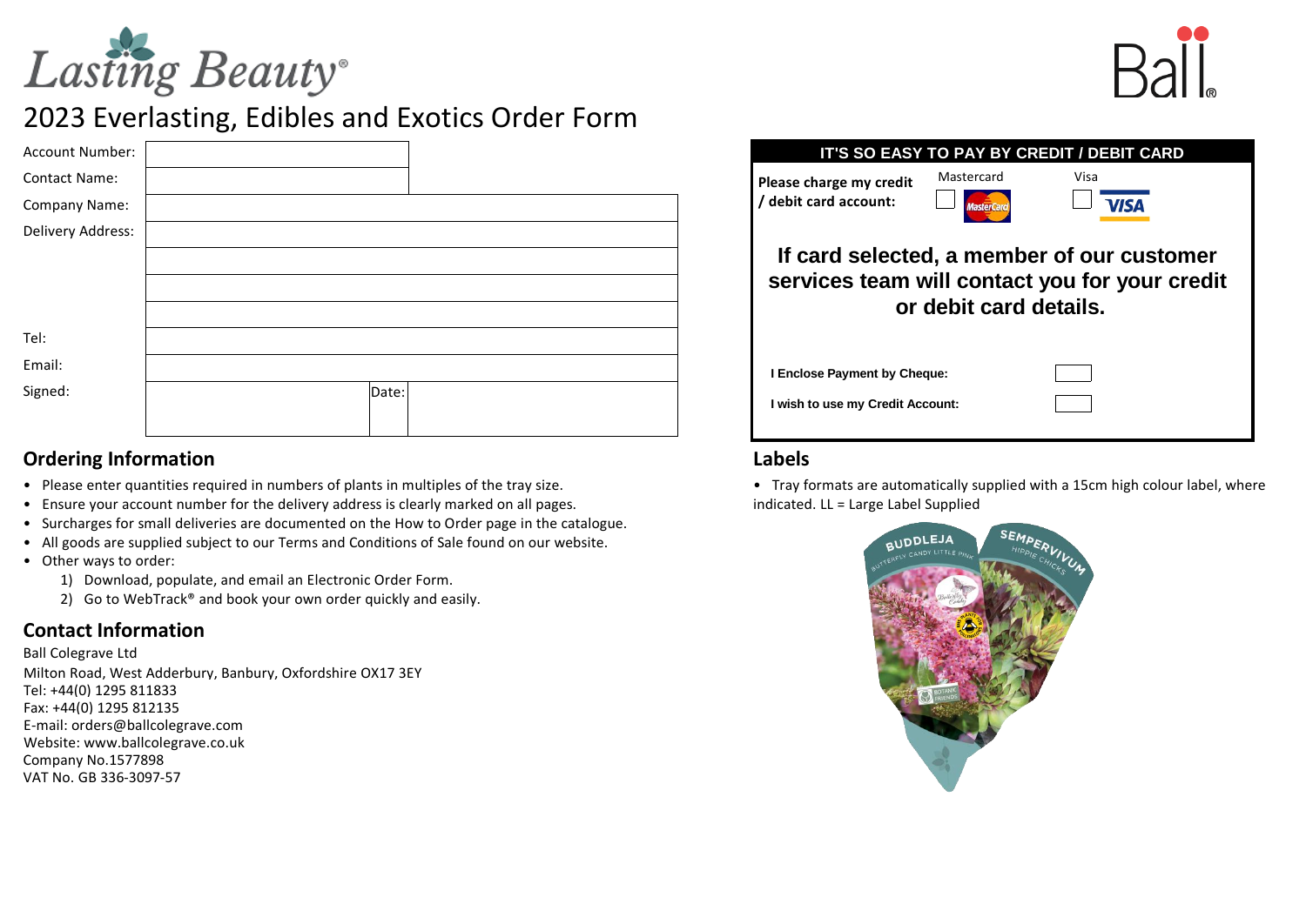Lasting Beauty®

Ball®

# 2023 Everlasting, Edibles and Exotics Order Form

| | | |
|---|---|---|
| Account Number: | | |
| Contact Name: | | |
| Company Name: | | |
| Delivery Address: | | |
| | | |
| | | |
| | | |
| Tel: | | |
| Email: | | |
| Signed: | | Date: |

## IT'S SO EASY TO PAY BY CREDIT / DEBIT CARD

**Please charge my credit / debit card account:**

☐ Mastercard ☐ Visa

**If card selected, a member of our customer services team will contact you for your credit or debit card details.**

**I Enclose Payment by Cheque:** ☐

**I wish to use my Credit Account:** ☐

## Ordering Information

- Please enter quantities required in numbers of plants in multiples of the tray size.
- Ensure your account number for the delivery address is clearly marked on all pages.
- Surcharges for small deliveries are documented on the How to Order page in the catalogue.
- All goods are supplied subject to our Terms and Conditions of Sale found on our website.
- Other ways to order:
  1) Download, populate, and email an Electronic Order Form.
  2) Go to WebTrack® and book your own order quickly and easily.

## Contact Information

Ball Colegrave Ltd
Milton Road, West Adderbury, Banbury, Oxfordshire OX17 3EY
Tel: +44(0) 1295 811833
Fax: +44(0) 1295 812135
E-mail: orders@ballcolegrave.com
Website: www.ballcolegrave.co.uk
Company No.1577898
VAT No. GB 336-3097-57

## Labels

- Tray formats are automatically supplied with a 15cm high colour label, where indicated. LL = Large Label Supplied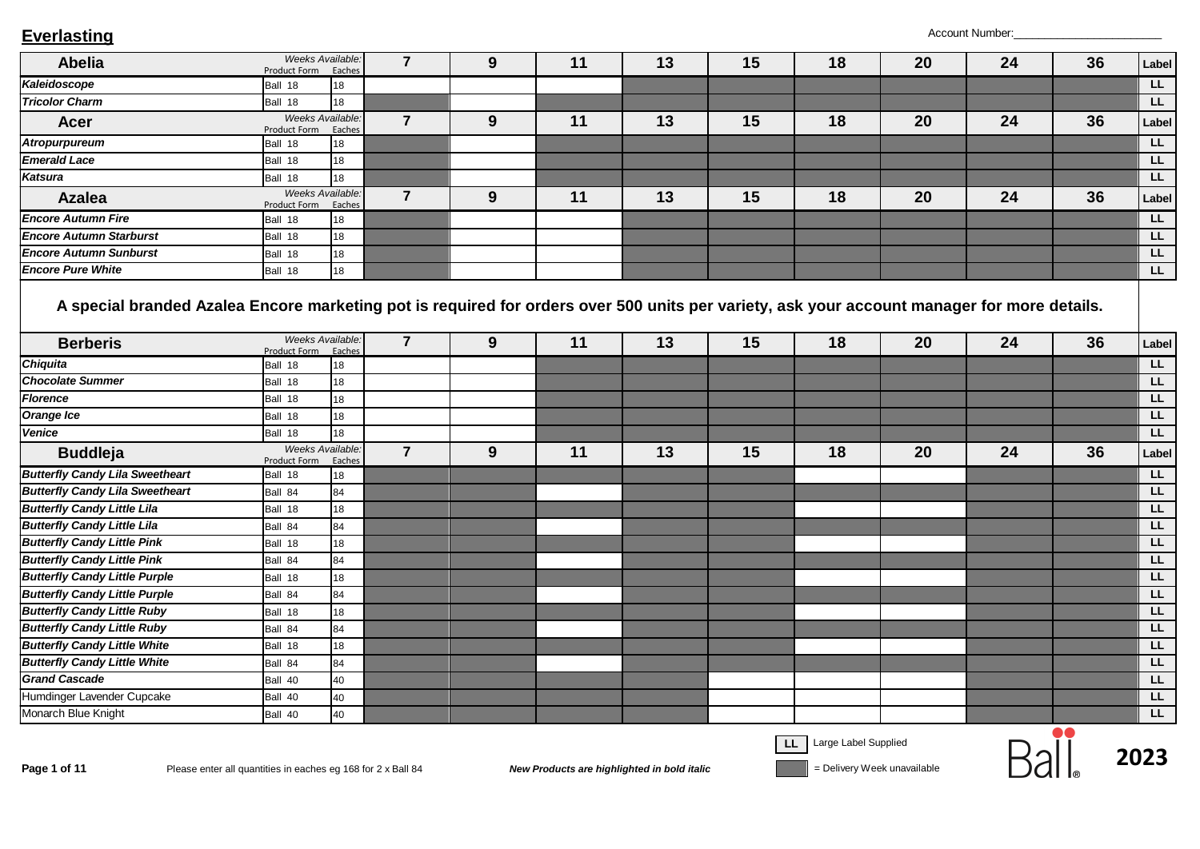## Everlasting

Account Number:_______________________

■ = Delivery Week unavailable (shaded cells in source); blank = available

| **Abelia** | Product Form | Eaches | 7 | 9 | 11 | 13 | 15 | 18 | 20 | 24 | 36 | Label |
|---|---|---|---|---|---|---|---|---|---|---|---|---|
| ***Kaleidoscope*** | Ball 18 | 18 | | | | ■ | ■ | ■ | ■ | ■ | ■ | LL |
| ***Tricolor Charm*** | Ball 18 | 18 | ■ | | ■ | ■ | ■ | ■ | ■ | ■ | ■ | LL |
| **Acer** | **Product Form** | **Eaches** | **7** | **9** | **11** | **13** | **15** | **18** | **20** | **24** | **36** | **Label** |
| ***Atropurpureum*** | Ball 18 | 18 | ■ | | ■ | ■ | ■ | ■ | ■ | ■ | ■ | LL |
| ***Emerald Lace*** | Ball 18 | 18 | ■ | | ■ | ■ | ■ | ■ | ■ | ■ | ■ | LL |
| ***Katsura*** | Ball 18 | 18 | ■ | | ■ | ■ | ■ | ■ | ■ | ■ | ■ | LL |
| **Azalea** | **Product Form** | **Eaches** | **7** | **9** | **11** | **13** | **15** | **18** | **20** | **24** | **36** | **Label** |
| ***Encore Autumn Fire*** | Ball 18 | 18 | ■ | | | ■ | ■ | ■ | ■ | ■ | ■ | LL |
| ***Encore Autumn Starburst*** | Ball 18 | 18 | ■ | | | ■ | ■ | ■ | ■ | ■ | ■ | LL |
| ***Encore Autumn Sunburst*** | Ball 18 | 18 | ■ | | | ■ | ■ | ■ | ■ | ■ | ■ | LL |
| ***Encore Pure White*** | Ball 18 | 18 | ■ | | | ■ | ■ | ■ | ■ | ■ | ■ | LL |

**A special branded Azalea Encore marketing pot is required for orders over 500 units per variety, ask your account manager for more details.**

| **Berberis** | Product Form | Eaches | 7 | 9 | 11 | 13 | 15 | 18 | 20 | 24 | 36 | Label |
|---|---|---|---|---|---|---|---|---|---|---|---|---|
| ***Chiquita*** | Ball 18 | 18 | | | ■ | ■ | ■ | ■ | ■ | ■ | ■ | LL |
| ***Chocolate Summer*** | Ball 18 | 18 | | | ■ | ■ | ■ | ■ | ■ | ■ | ■ | LL |
| ***Florence*** | Ball 18 | 18 | | | ■ | ■ | ■ | ■ | ■ | ■ | ■ | LL |
| ***Orange Ice*** | Ball 18 | 18 | | | ■ | ■ | ■ | ■ | ■ | ■ | ■ | LL |
| ***Venice*** | Ball 18 | 18 | | | ■ | ■ | ■ | ■ | ■ | ■ | ■ | LL |
| **Buddleja** | **Product Form** | **Eaches** | **7** | **9** | **11** | **13** | **15** | **18** | **20** | **24** | **36** | **Label** |
| ***Butterfly Candy Lila Sweetheart*** | Ball 18 | 18 | ■ | ■ | ■ | ■ | ■ | | | ■ | ■ | LL |
| ***Butterfly Candy Lila Sweetheart*** | Ball 84 | 84 | ■ | ■ | | ■ | ■ | ■ | ■ | ■ | ■ | LL |
| ***Butterfly Candy Little Lila*** | Ball 18 | 18 | ■ | ■ | ■ | ■ | ■ | | | ■ | ■ | LL |
| ***Butterfly Candy Little Lila*** | Ball 84 | 84 | ■ | ■ | | ■ | ■ | ■ | ■ | ■ | ■ | LL |
| ***Butterfly Candy Little Pink*** | Ball 18 | 18 | ■ | ■ | ■ | ■ | ■ | | | ■ | ■ | LL |
| ***Butterfly Candy Little Pink*** | Ball 84 | 84 | ■ | ■ | | ■ | ■ | ■ | ■ | ■ | ■ | LL |
| ***Butterfly Candy Little Purple*** | Ball 18 | 18 | ■ | ■ | ■ | ■ | ■ | | | ■ | ■ | LL |
| ***Butterfly Candy Little Purple*** | Ball 84 | 84 | ■ | ■ | | ■ | ■ | ■ | ■ | ■ | ■ | LL |
| ***Butterfly Candy Little Ruby*** | Ball 18 | 18 | ■ | ■ | ■ | ■ | ■ | | | ■ | ■ | LL |
| ***Butterfly Candy Little Ruby*** | Ball 84 | 84 | ■ | ■ | | ■ | ■ | ■ | ■ | ■ | ■ | LL |
| ***Butterfly Candy Little White*** | Ball 18 | 18 | ■ | ■ | ■ | ■ | ■ | | | ■ | ■ | LL |
| ***Butterfly Candy Little White*** | Ball 84 | 84 | ■ | ■ | | ■ | ■ | ■ | ■ | ■ | ■ | LL |
| ***Grand Cascade*** | Ball 40 | 40 | ■ | ■ | ■ | ■ | | | | ■ | ■ | LL |
| Humdinger Lavender Cupcake | Ball 40 | 40 | ■ | ■ | ■ | ■ | | | | ■ | ■ | LL |
| Monarch Blue Knight | Ball 40 | 40 | ■ | ■ | ■ | ■ | | | | ■ | ■ | LL |

LL = Large Label Supplied

■ = Delivery Week unavailable

Please enter all quantities in eaches eg 168 for 2 x Ball 84

*New Products are highlighted in bold italic*

Ball® 2023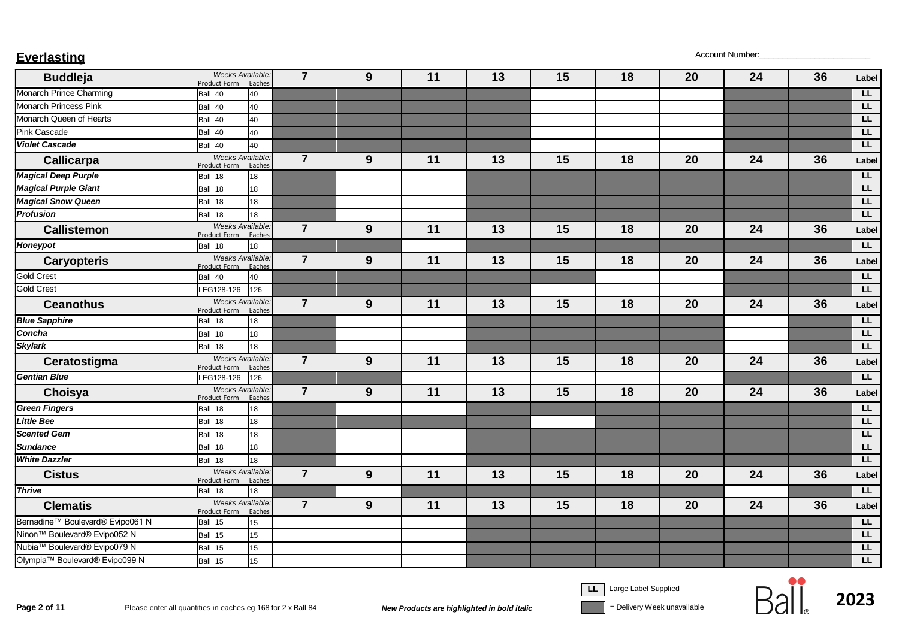## Everlasting

Account Number:_______________________

| Buddleja | Product Form | Eaches | 7 | 9 | 11 | 13 | 15 | 18 | 20 | 24 | 36 | Label |
|---|---|---|---|---|---|---|---|---|---|---|---|---|
| Monarch Prince Charming | Ball 40 | 40 | ■ | ■ | ■ | ■ | | | | ■ | ■ | LL |
| Monarch Princess Pink | Ball 40 | 40 | ■ | ■ | ■ | ■ | | | | ■ | ■ | LL |
| Monarch Queen of Hearts | Ball 40 | 40 | ■ | ■ | ■ | ■ | | | | ■ | ■ | LL |
| Pink Cascade | Ball 40 | 40 | ■ | ■ | ■ | ■ | | | | ■ | ■ | LL |
| ***Violet Cascade*** | Ball 40 | 40 | ■ | ■ | ■ | ■ | | | | ■ | ■ | LL |

| Callicarpa | Product Form | Eaches | 7 | 9 | 11 | 13 | 15 | 18 | 20 | 24 | 36 | Label |
|---|---|---|---|---|---|---|---|---|---|---|---|---|
| ***Magical Deep Purple*** | Ball 18 | 18 | ■ | | | ■ | ■ | ■ | ■ | ■ | ■ | LL |
| ***Magical Purple Giant*** | Ball 18 | 18 | ■ | | | ■ | ■ | ■ | ■ | ■ | ■ | LL |
| ***Magical Snow Queen*** | Ball 18 | 18 | ■ | | | ■ | ■ | ■ | ■ | ■ | ■ | LL |
| ***Profusion*** | Ball 18 | 18 | ■ | | | ■ | ■ | ■ | ■ | ■ | ■ | LL |

| Callistemon | Product Form | Eaches | 7 | 9 | 11 | 13 | 15 | 18 | 20 | 24 | 36 | Label |
|---|---|---|---|---|---|---|---|---|---|---|---|---|
| ***Honeypot*** | Ball 18 | 18 | ■ | ■ | | ■ | ■ | ■ | ■ | ■ | ■ | LL |

| Caryopteris | Product Form | Eaches | 7 | 9 | 11 | 13 | 15 | 18 | 20 | 24 | 36 | Label |
|---|---|---|---|---|---|---|---|---|---|---|---|---|
| Gold Crest | Ball 40 | 40 | ■ | ■ | ■ | ■ | ■ | | | ■ | ■ | LL |
| Gold Crest | LEG128-126 | 126 | ■ | ■ | ■ | ■ | | | | ■ | ■ | LL |

| Ceanothus | Product Form | Eaches | 7 | 9 | 11 | 13 | 15 | 18 | 20 | 24 | 36 | Label |
|---|---|---|---|---|---|---|---|---|---|---|---|---|
| ***Blue Sapphire*** | Ball 18 | 18 | ■ | | | ■ | ■ | ■ | ■ | | ■ | LL |
| ***Concha*** | Ball 18 | 18 | ■ | | | ■ | ■ | ■ | ■ | | ■ | LL |
| ***Skylark*** | Ball 18 | 18 | ■ | | | ■ | ■ | ■ | ■ | | ■ | LL |

| Ceratostigma | Product Form | Eaches | 7 | 9 | 11 | 13 | 15 | 18 | 20 | 24 | 36 | Label |
|---|---|---|---|---|---|---|---|---|---|---|---|---|
| ***Gentian Blue*** | LEG128-126 | 126 | ■ | ■ | | | | | | ■ | ■ | LL |

| Choisya | Product Form | Eaches | 7 | 9 | 11 | 13 | 15 | 18 | 20 | 24 | 36 | Label |
|---|---|---|---|---|---|---|---|---|---|---|---|---|
| ***Green Fingers*** | Ball 18 | 18 | ■ | | | ■ | ■ | ■ | ■ | ■ | ■ | LL |
| ***Little Bee*** | Ball 18 | 18 | ■ | ■ | ■ | ■ | | ■ | ■ | ■ | ■ | LL |
| ***Scented Gem*** | Ball 18 | 18 | ■ | | | ■ | ■ | ■ | ■ | ■ | ■ | LL |
| ***Sundance*** | Ball 18 | 18 | ■ | | | ■ | ■ | ■ | ■ | ■ | ■ | LL |
| ***White Dazzler*** | Ball 18 | 18 | ■ | | | ■ | ■ | ■ | ■ | ■ | ■ | LL |

| Cistus | Product Form | Eaches | 7 | 9 | 11 | 13 | 15 | 18 | 20 | 24 | 36 | Label |
|---|---|---|---|---|---|---|---|---|---|---|---|---|
| ***Thrive*** | Ball 18 | 18 | ■ | | ■ | ■ | ■ | ■ | ■ | | ■ | LL |

| Clematis | Product Form | Eaches | 7 | 9 | 11 | 13 | 15 | 18 | 20 | 24 | 36 | Label |
|---|---|---|---|---|---|---|---|---|---|---|---|---|
| Bernadine™ Boulevard® Evipo061 N | Ball 15 | 15 | | | | ■ | ■ | ■ | ■ | ■ | ■ | LL |
| Ninon™ Boulevard® Evipo052 N | Ball 15 | 15 | | | | ■ | ■ | ■ | ■ | ■ | ■ | LL |
| Nubia™ Boulevard® Evipo079 N | Ball 15 | 15 | | | | ■ | ■ | ■ | ■ | ■ | ■ | LL |
| Olympia™ Boulevard® Evipo099 N | Ball 15 | 15 | | | | ■ | ■ | ■ | ■ | ■ | ■ | LL |

Please enter all quantities in eaches eg 168 for 2 x Ball 84

***New Products are highlighted in bold italic***

LL = Large Label Supplied

■ = Delivery Week unavailable

Ball 2023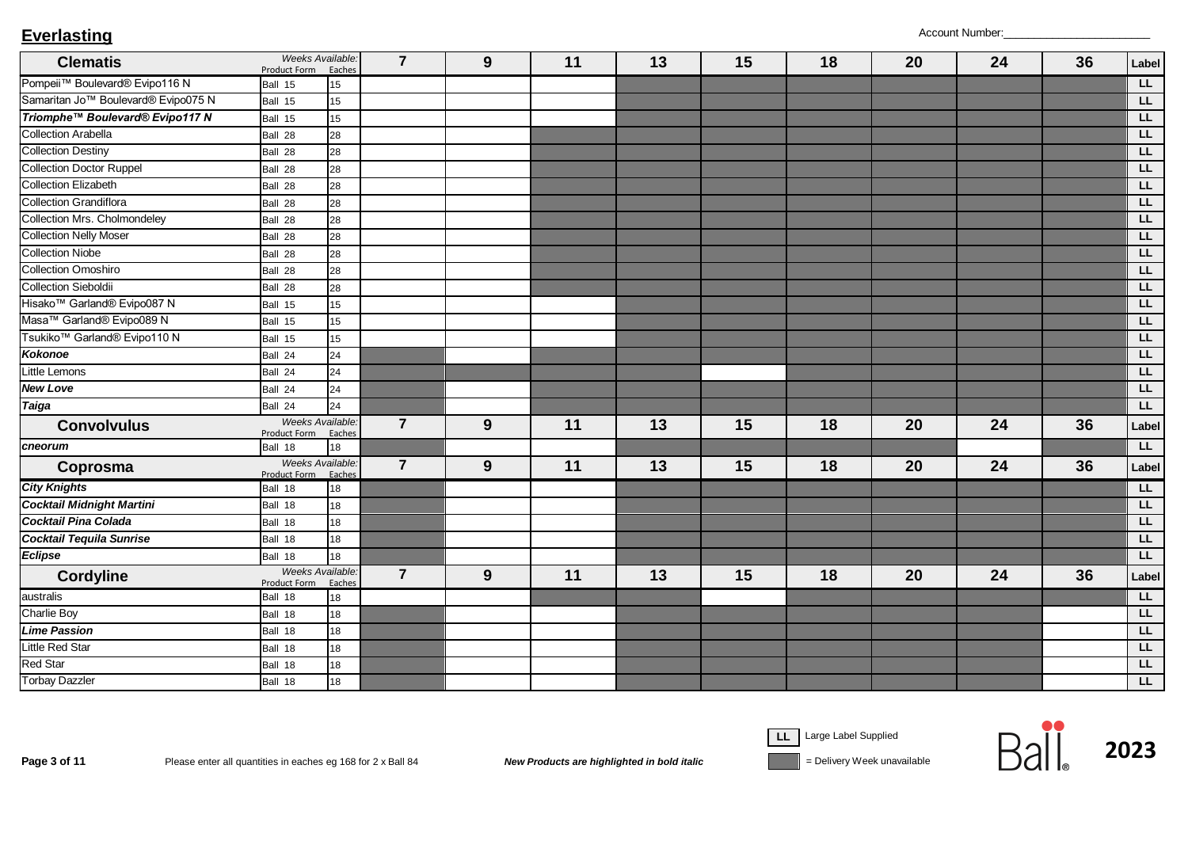## Everlasting

Account Number:_______________________

| Clematis | Weeks Available: Product Form | Eaches | 7 | 9 | 11 | 13 | 15 | 18 | 20 | 24 | 36 | Label |
|---|---|---|---|---|---|---|---|---|---|---|---|---|
| Pompeii™ Boulevard® Evipo116 N | Ball 15 | 15 | | | | ■ | ■ | ■ | ■ | ■ | ■ | LL |
| Samaritan Jo™ Boulevard® Evipo075 N | Ball 15 | 15 | | | | ■ | ■ | ■ | ■ | ■ | ■ | LL |
| ***Triomphe™ Boulevard® Evipo117 N*** | Ball 15 | 15 | | | | ■ | ■ | ■ | ■ | ■ | ■ | LL |
| Collection Arabella | Ball 28 | 28 | | | ■ | ■ | ■ | ■ | ■ | ■ | ■ | LL |
| Collection Destiny | Ball 28 | 28 | | | ■ | ■ | ■ | ■ | ■ | ■ | ■ | LL |
| Collection Doctor Ruppel | Ball 28 | 28 | | | ■ | ■ | ■ | ■ | ■ | ■ | ■ | LL |
| Collection Elizabeth | Ball 28 | 28 | | | ■ | ■ | ■ | ■ | ■ | ■ | ■ | LL |
| Collection Grandiflora | Ball 28 | 28 | | | ■ | ■ | ■ | ■ | ■ | ■ | ■ | LL |
| Collection Mrs. Cholmondeley | Ball 28 | 28 | | | ■ | ■ | ■ | ■ | ■ | ■ | ■ | LL |
| Collection Nelly Moser | Ball 28 | 28 | | | ■ | ■ | ■ | ■ | ■ | ■ | ■ | LL |
| Collection Niobe | Ball 28 | 28 | | | ■ | ■ | ■ | ■ | ■ | ■ | ■ | LL |
| Collection Omoshiro | Ball 28 | 28 | | | ■ | ■ | ■ | ■ | ■ | ■ | ■ | LL |
| Collection Sieboldii | Ball 28 | 28 | | | ■ | ■ | ■ | ■ | ■ | ■ | ■ | LL |
| Hisako™ Garland® Evipo087 N | Ball 15 | 15 | | | | ■ | ■ | ■ | ■ | ■ | ■ | LL |
| Masa™ Garland® Evipo089 N | Ball 15 | 15 | | | | ■ | ■ | ■ | ■ | ■ | ■ | LL |
| Tsukiko™ Garland® Evipo110 N | Ball 15 | 15 | | | | ■ | ■ | ■ | ■ | ■ | ■ | LL |
| ***Kokonoe*** | Ball 24 | 24 | ■ | ■ | ■ | ■ | ■ | ■ | ■ | ■ | ■ | LL |
| Little Lemons | Ball 24 | 24 | ■ | ■ | ■ | ■ | | ■ | ■ | ■ | ■ | LL |
| ***New Love*** | Ball 24 | 24 | ■ | | ■ | ■ | ■ | ■ | ■ | ■ | ■ | LL |
| ***Taiga*** | Ball 24 | 24 | ■ | | ■ | ■ | ■ | ■ | ■ | ■ | ■ | LL |
| **Convolvulus** | Weeks Available: Product Form | Eaches | 7 | 9 | 11 | 13 | 15 | 18 | 20 | 24 | 36 | Label |
| ***cneorum*** | Ball 18 | 18 | ■ | | | ■ | ■ | ■ | ■ | | ■ | LL |
| **Coprosma** | Weeks Available: Product Form | Eaches | 7 | 9 | 11 | 13 | 15 | 18 | 20 | 24 | 36 | Label |
| ***City Knights*** | Ball 18 | 18 | ■ | | | ■ | ■ | ■ | ■ | ■ | ■ | LL |
| ***Cocktail Midnight Martini*** | Ball 18 | 18 | ■ | | | ■ | ■ | ■ | ■ | ■ | ■ | LL |
| ***Cocktail Pina Colada*** | Ball 18 | 18 | ■ | | | ■ | ■ | ■ | ■ | ■ | ■ | LL |
| ***Cocktail Tequila Sunrise*** | Ball 18 | 18 | ■ | | | ■ | ■ | ■ | ■ | ■ | ■ | LL |
| ***Eclipse*** | Ball 18 | 18 | ■ | | | ■ | ■ | ■ | ■ | ■ | ■ | LL |
| **Cordyline** | Weeks Available: Product Form | Eaches | 7 | 9 | 11 | 13 | 15 | 18 | 20 | 24 | 36 | Label |
| australis | Ball 18 | 18 | | | ■ | ■ | | ■ | ■ | ■ | ■ | LL |
| Charlie Boy | Ball 18 | 18 | ■ | | | ■ | ■ | ■ | ■ | ■ | | LL |
| ***Lime Passion*** | Ball 18 | 18 | ■ | | | ■ | ■ | ■ | ■ | ■ | | LL |
| Little Red Star | Ball 18 | 18 | ■ | | | ■ | ■ | ■ | ■ | ■ | | LL |
| Red Star | Ball 18 | 18 | ■ | | | ■ | ■ | ■ | ■ | ■ | | LL |
| Torbay Dazzler | Ball 18 | 18 | ■ | | | ■ | ■ | ■ | ■ | ■ | | LL |

Please enter all quantities in eaches eg 168 for 2 x Ball 84

***New Products are highlighted in bold italic***

LL = Large Label Supplied

■ = Delivery Week unavailable

Ball 2023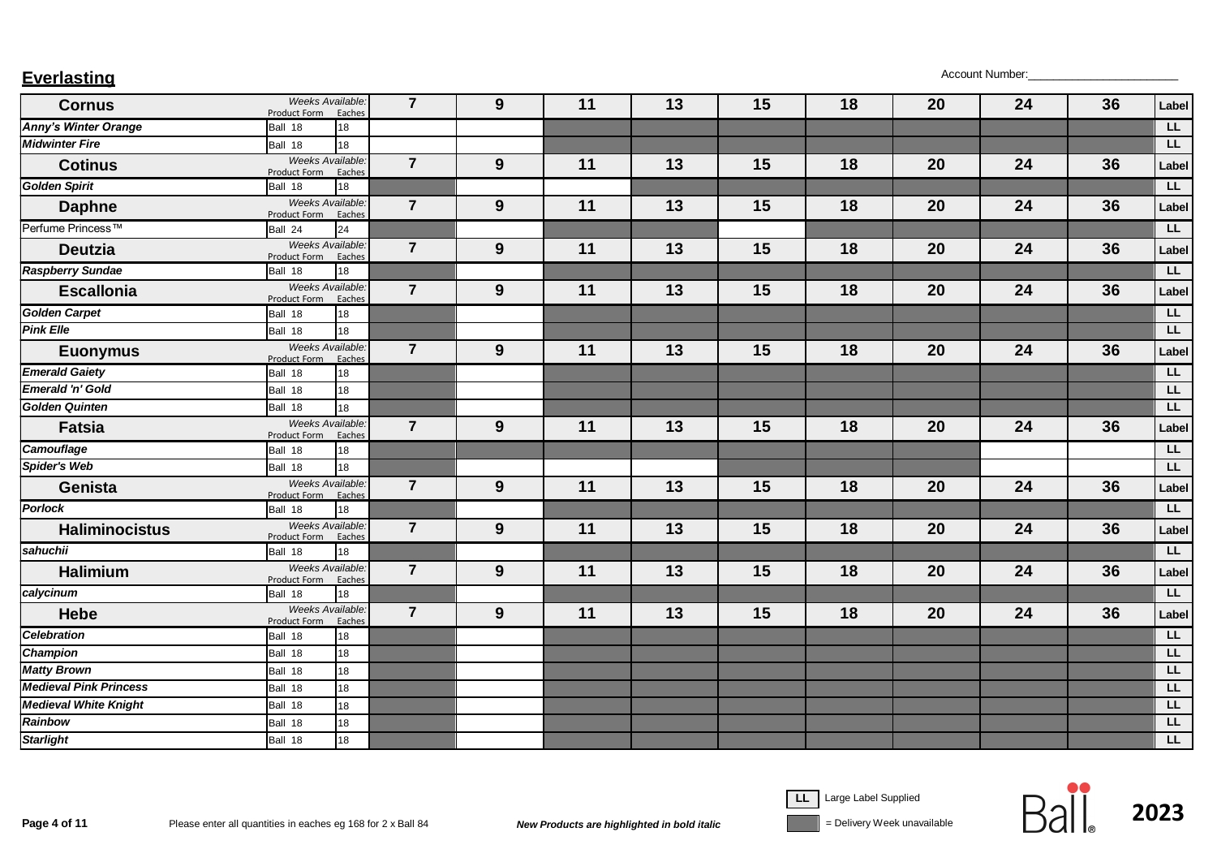## Everlasting

Account Number:_______________________

| Cornus | Weeks Available: Product Form | Eaches | 7 | 9 | 11 | 13 | 15 | 18 | 20 | 24 | 36 | Label |
|---|---|---|---|---|---|---|---|---|---|---|---|---|
| ***Anny's Winter Orange*** | Ball 18 | 18 | | | | | | | | | | LL |
| ***Midwinter Fire*** | Ball 18 | 18 | | | | | | | | | | LL |

| Cotinus | Weeks Available: Product Form | Eaches | 7 | 9 | 11 | 13 | 15 | 18 | 20 | 24 | 36 | Label |
|---|---|---|---|---|---|---|---|---|---|---|---|---|
| ***Golden Spirit*** | Ball 18 | 18 | | | | | | | | | | LL |

| Daphne | Weeks Available: Product Form | Eaches | 7 | 9 | 11 | 13 | 15 | 18 | 20 | 24 | 36 | Label |
|---|---|---|---|---|---|---|---|---|---|---|---|---|
| Perfume Princess™ | Ball 24 | 24 | | | | | | | | | | LL |

| Deutzia | Weeks Available: Product Form | Eaches | 7 | 9 | 11 | 13 | 15 | 18 | 20 | 24 | 36 | Label |
|---|---|---|---|---|---|---|---|---|---|---|---|---|
| ***Raspberry Sundae*** | Ball 18 | 18 | | | | | | | | | | LL |

| Escallonia | Weeks Available: Product Form | Eaches | 7 | 9 | 11 | 13 | 15 | 18 | 20 | 24 | 36 | Label |
|---|---|---|---|---|---|---|---|---|---|---|---|---|
| ***Golden Carpet*** | Ball 18 | 18 | | | | | | | | | | LL |
| ***Pink Elle*** | Ball 18 | 18 | | | | | | | | | | LL |

| Euonymus | Weeks Available: Product Form | Eaches | 7 | 9 | 11 | 13 | 15 | 18 | 20 | 24 | 36 | Label |
|---|---|---|---|---|---|---|---|---|---|---|---|---|
| ***Emerald Gaiety*** | Ball 18 | 18 | | | | | | | | | | LL |
| ***Emerald 'n' Gold*** | Ball 18 | 18 | | | | | | | | | | LL |
| ***Golden Quinten*** | Ball 18 | 18 | | | | | | | | | | LL |

| Fatsia | Weeks Available: Product Form | Eaches | 7 | 9 | 11 | 13 | 15 | 18 | 20 | 24 | 36 | Label |
|---|---|---|---|---|---|---|---|---|---|---|---|---|
| ***Camouflage*** | Ball 18 | 18 | | | | | | | | | | LL |
| ***Spider's Web*** | Ball 18 | 18 | | | | | | | | | | LL |

| Genista | Weeks Available: Product Form | Eaches | 7 | 9 | 11 | 13 | 15 | 18 | 20 | 24 | 36 | Label |
|---|---|---|---|---|---|---|---|---|---|---|---|---|
| ***Porlock*** | Ball 18 | 18 | | | | | | | | | | LL |

| Haliminocistus | Weeks Available: Product Form | Eaches | 7 | 9 | 11 | 13 | 15 | 18 | 20 | 24 | 36 | Label |
|---|---|---|---|---|---|---|---|---|---|---|---|---|
| ***sahuchii*** | Ball 18 | 18 | | | | | | | | | | LL |

| Halimium | Weeks Available: Product Form | Eaches | 7 | 9 | 11 | 13 | 15 | 18 | 20 | 24 | 36 | Label |
|---|---|---|---|---|---|---|---|---|---|---|---|---|
| ***calycinum*** | Ball 18 | 18 | | | | | | | | | | LL |

| Hebe | Weeks Available: Product Form | Eaches | 7 | 9 | 11 | 13 | 15 | 18 | 20 | 24 | 36 | Label |
|---|---|---|---|---|---|---|---|---|---|---|---|---|
| ***Celebration*** | Ball 18 | 18 | | | | | | | | | | LL |
| ***Champion*** | Ball 18 | 18 | | | | | | | | | | LL |
| ***Matty Brown*** | Ball 18 | 18 | | | | | | | | | | LL |
| ***Medieval Pink Princess*** | Ball 18 | 18 | | | | | | | | | | LL |
| ***Medieval White Knight*** | Ball 18 | 18 | | | | | | | | | | LL |
| ***Rainbow*** | Ball 18 | 18 | | | | | | | | | | LL |
| ***Starlight*** | Ball 18 | 18 | | | | | | | | | | LL |

Please enter all quantities in eaches eg 168 for 2 x Ball 84

***New Products are highlighted in bold italic***

LL Large Label Supplied

= Delivery Week unavailable

Ball 2023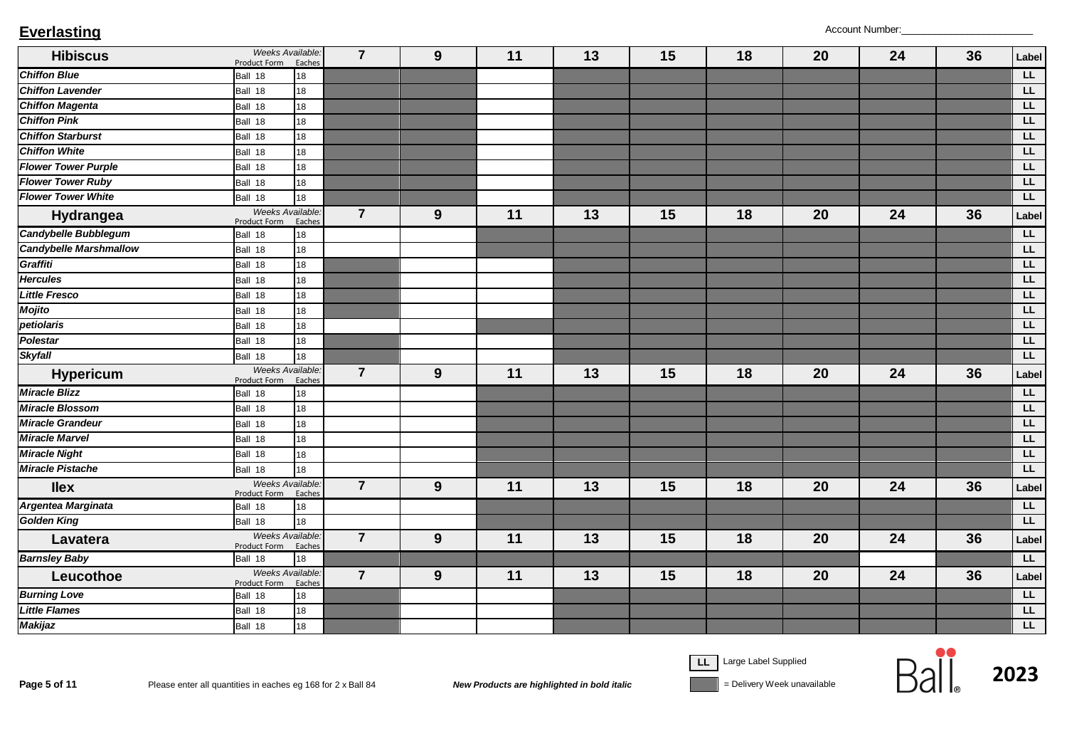## Everlasting

Account Number:______________________

| Hibiscus | Product Form | Eaches | 7 | 9 | 11 | 13 | 15 | 18 | 20 | 24 | 36 | Label |
|---|---|---|---|---|---|---|---|---|---|---|---|---|
| ***Chiffon Blue*** | Ball 18 | 18 | ■ | ■ | | ■ | ■ | ■ | ■ | ■ | ■ | LL |
| ***Chiffon Lavender*** | Ball 18 | 18 | ■ | ■ | | ■ | ■ | ■ | ■ | ■ | ■ | LL |
| ***Chiffon Magenta*** | Ball 18 | 18 | ■ | ■ | | ■ | ■ | ■ | ■ | ■ | ■ | LL |
| ***Chiffon Pink*** | Ball 18 | 18 | ■ | ■ | | ■ | ■ | ■ | ■ | ■ | ■ | LL |
| ***Chiffon Starburst*** | Ball 18 | 18 | ■ | ■ | | ■ | ■ | ■ | ■ | ■ | ■ | LL |
| ***Chiffon White*** | Ball 18 | 18 | ■ | ■ | | ■ | ■ | ■ | ■ | ■ | ■ | LL |
| ***Flower Tower Purple*** | Ball 18 | 18 | ■ | ■ | | ■ | ■ | ■ | ■ | ■ | ■ | LL |
| ***Flower Tower Ruby*** | Ball 18 | 18 | ■ | ■ | | ■ | ■ | ■ | ■ | ■ | ■ | LL |
| ***Flower Tower White*** | Ball 18 | 18 | ■ | ■ | | ■ | ■ | ■ | ■ | ■ | ■ | LL |

| Hydrangea | Product Form | Eaches | 7 | 9 | 11 | 13 | 15 | 18 | 20 | 24 | 36 | Label |
|---|---|---|---|---|---|---|---|---|---|---|---|---|
| ***Candybelle Bubblegum*** | Ball 18 | 18 | | | ■ | ■ | ■ | ■ | ■ | ■ | ■ | LL |
| ***Candybelle Marshmallow*** | Ball 18 | 18 | | | ■ | ■ | ■ | ■ | ■ | ■ | ■ | LL |
| ***Graffiti*** | Ball 18 | 18 | ■ | | | ■ | ■ | ■ | ■ | ■ | ■ | LL |
| ***Hercules*** | Ball 18 | 18 | ■ | | | ■ | ■ | ■ | ■ | ■ | ■ | LL |
| ***Little Fresco*** | Ball 18 | 18 | ■ | | | ■ | ■ | ■ | ■ | ■ | ■ | LL |
| ***Mojito*** | Ball 18 | 18 | ■ | | | ■ | ■ | ■ | ■ | ■ | ■ | LL |
| ***petiolaris*** | Ball 18 | 18 | | | ■ | ■ | ■ | ■ | ■ | ■ | ■ | LL |
| ***Polestar*** | Ball 18 | 18 | ■ | | | ■ | ■ | ■ | ■ | ■ | ■ | LL |
| ***Skyfall*** | Ball 18 | 18 | ■ | | | ■ | ■ | ■ | ■ | ■ | ■ | LL |

| Hypericum | Product Form | Eaches | 7 | 9 | 11 | 13 | 15 | 18 | 20 | 24 | 36 | Label |
|---|---|---|---|---|---|---|---|---|---|---|---|---|
| ***Miracle Blizz*** | Ball 18 | 18 | | | ■ | ■ | ■ | ■ | ■ | ■ | ■ | LL |
| ***Miracle Blossom*** | Ball 18 | 18 | | | ■ | ■ | ■ | ■ | ■ | ■ | ■ | LL |
| ***Miracle Grandeur*** | Ball 18 | 18 | | | ■ | ■ | ■ | ■ | ■ | ■ | ■ | LL |
| ***Miracle Marvel*** | Ball 18 | 18 | | | ■ | ■ | ■ | ■ | ■ | ■ | ■ | LL |
| ***Miracle Night*** | Ball 18 | 18 | | | ■ | ■ | ■ | ■ | ■ | ■ | ■ | LL |
| ***Miracle Pistache*** | Ball 18 | 18 | | | ■ | ■ | ■ | ■ | ■ | ■ | ■ | LL |

| Ilex | Product Form | Eaches | 7 | 9 | 11 | 13 | 15 | 18 | 20 | 24 | 36 | Label |
|---|---|---|---|---|---|---|---|---|---|---|---|---|
| ***Argentea Marginata*** | Ball 18 | 18 | | | ■ | ■ | ■ | ■ | ■ | ■ | ■ | LL |
| ***Golden King*** | Ball 18 | 18 | | | ■ | ■ | ■ | ■ | ■ | ■ | ■ | LL |

| Lavatera | Product Form | Eaches | 7 | 9 | 11 | 13 | 15 | 18 | 20 | 24 | 36 | Label |
|---|---|---|---|---|---|---|---|---|---|---|---|---|
| ***Barnsley Baby*** | Ball 18 | 18 | ■ | ■ | ■ | ■ | ■ | ■ | ■ | | ■ | LL |

| Leucothoe | Product Form | Eaches | 7 | 9 | 11 | 13 | 15 | 18 | 20 | 24 | 36 | Label |
|---|---|---|---|---|---|---|---|---|---|---|---|---|
| ***Burning Love*** | Ball 18 | 18 | ■ | | | ■ | ■ | ■ | ■ | ■ | ■ | LL |
| ***Little Flames*** | Ball 18 | 18 | ■ | | | ■ | ■ | ■ | ■ | ■ | ■ | LL |
| ***Makijaz*** | Ball 18 | 18 | ■ | | | ■ | ■ | ■ | ■ | ■ | ■ | LL |

Please enter all quantities in eaches eg 168 for 2 x Ball 84

***New Products are highlighted in bold italic***

LL Large Label Supplied

■ = Delivery Week unavailable

Ball 2023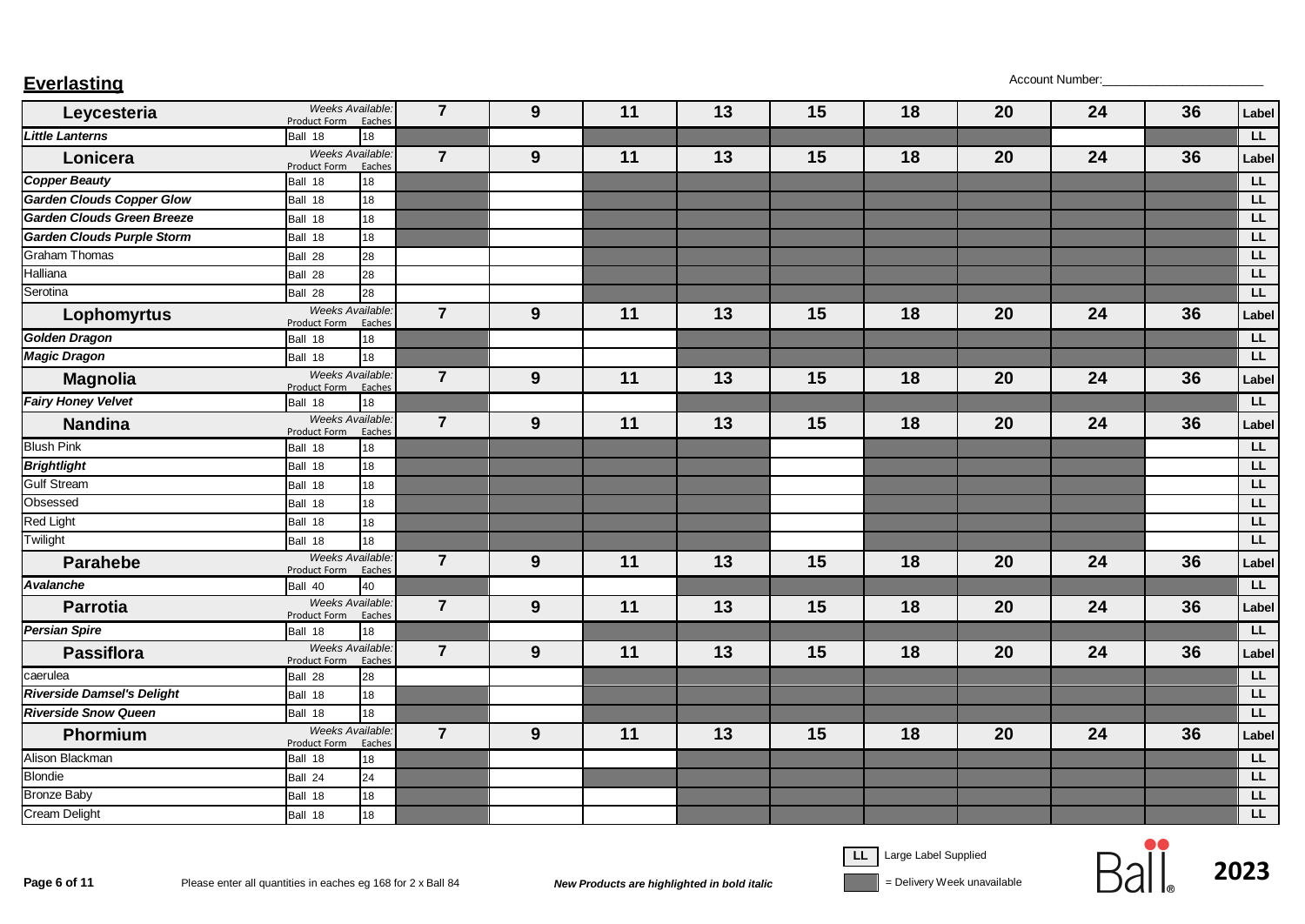## Everlasting

Account Number:_______________________

| Leycesteria | Product Form | Eaches | 7 | 9 | 11 | 13 | 15 | 18 | 20 | 24 | 36 | Label |
|---|---|---|---|---|---|---|---|---|---|---|---|---|
| ***Little Lanterns*** | Ball 18 | 18 | ■ | | ■ | ■ | ■ | ■ | ■ | | ■ | LL |

| Lonicera | Product Form | Eaches | 7 | 9 | 11 | 13 | 15 | 18 | 20 | 24 | 36 | Label |
|---|---|---|---|---|---|---|---|---|---|---|---|---|
| ***Copper Beauty*** | Ball 18 | 18 | ■ | | ■ | ■ | ■ | ■ | ■ | ■ | ■ | LL |
| ***Garden Clouds Copper Glow*** | Ball 18 | 18 | ■ | | ■ | ■ | ■ | ■ | ■ | ■ | ■ | LL |
| ***Garden Clouds Green Breeze*** | Ball 18 | 18 | ■ | | ■ | ■ | ■ | ■ | ■ | ■ | ■ | LL |
| ***Garden Clouds Purple Storm*** | Ball 18 | 18 | ■ | | ■ | ■ | ■ | ■ | ■ | ■ | ■ | LL |
| Graham Thomas | Ball 28 | 28 | | | ■ | ■ | ■ | ■ | ■ | ■ | ■ | LL |
| Halliana | Ball 28 | 28 | | | ■ | ■ | ■ | ■ | ■ | ■ | ■ | LL |
| Serotina | Ball 28 | 28 | | | ■ | ■ | ■ | ■ | ■ | ■ | ■ | LL |

| Lophomyrtus | Product Form | Eaches | 7 | 9 | 11 | 13 | 15 | 18 | 20 | 24 | 36 | Label |
|---|---|---|---|---|---|---|---|---|---|---|---|---|
| ***Golden Dragon*** | Ball 18 | 18 | ■ | | | ■ | ■ | ■ | ■ | ■ | ■ | LL |
| ***Magic Dragon*** | Ball 18 | 18 | ■ | | | ■ | ■ | ■ | ■ | ■ | ■ | LL |

| Magnolia | Product Form | Eaches | 7 | 9 | 11 | 13 | 15 | 18 | 20 | 24 | 36 | Label |
|---|---|---|---|---|---|---|---|---|---|---|---|---|
| ***Fairy Honey Velvet*** | Ball 18 | 18 | ■ | | | ■ | ■ | ■ | ■ | ■ | ■ | LL |

| Nandina | Product Form | Eaches | 7 | 9 | 11 | 13 | 15 | 18 | 20 | 24 | 36 | Label |
|---|---|---|---|---|---|---|---|---|---|---|---|---|
| Blush Pink | Ball 18 | 18 | ■ | ■ | ■ | ■ | | ■ | ■ | ■ | | LL |
| ***Brightlight*** | Ball 18 | 18 | ■ | ■ | ■ | ■ | | ■ | ■ | ■ | | LL |
| Gulf Stream | Ball 18 | 18 | ■ | ■ | ■ | ■ | | ■ | ■ | ■ | | LL |
| Obsessed | Ball 18 | 18 | ■ | ■ | ■ | ■ | | ■ | ■ | ■ | | LL |
| Red Light | Ball 18 | 18 | ■ | ■ | ■ | ■ | | ■ | ■ | ■ | | LL |
| Twilight | Ball 18 | 18 | ■ | ■ | ■ | ■ | | ■ | ■ | ■ | | LL |

| Parahebe | Product Form | Eaches | 7 | 9 | 11 | 13 | 15 | 18 | 20 | 24 | 36 | Label |
|---|---|---|---|---|---|---|---|---|---|---|---|---|
| ***Avalanche*** | Ball 40 | 40 | ■ | | | ■ | ■ | ■ | ■ | ■ | ■ | LL |

| Parrotia | Product Form | Eaches | 7 | 9 | 11 | 13 | 15 | 18 | 20 | 24 | 36 | Label |
|---|---|---|---|---|---|---|---|---|---|---|---|---|
| ***Persian Spire*** | Ball 18 | 18 | ■ | | ■ | ■ | ■ | ■ | ■ | ■ | ■ | LL |

| Passiflora | Product Form | Eaches | 7 | 9 | 11 | 13 | 15 | 18 | 20 | 24 | 36 | Label |
|---|---|---|---|---|---|---|---|---|---|---|---|---|
| caerulea | Ball 28 | 28 | | | ■ | ■ | ■ | ■ | ■ | ■ | ■ | LL |
| ***Riverside Damsel's Delight*** | Ball 18 | 18 | ■ | | ■ | ■ | ■ | ■ | ■ | ■ | ■ | LL |
| ***Riverside Snow Queen*** | Ball 18 | 18 | ■ | | ■ | ■ | ■ | ■ | ■ | ■ | ■ | LL |

| Phormium | Product Form | Eaches | 7 | 9 | 11 | 13 | 15 | 18 | 20 | 24 | 36 | Label |
|---|---|---|---|---|---|---|---|---|---|---|---|---|
| Alison Blackman | Ball 18 | 18 | ■ | | | ■ | ■ | ■ | ■ | ■ | ■ | LL |
| Blondie | Ball 24 | 24 | ■ | | ■ | ■ | ■ | ■ | ■ | ■ | ■ | LL |
| Bronze Baby | Ball 18 | 18 | ■ | | | ■ | ■ | ■ | ■ | ■ | ■ | LL |
| Cream Delight | Ball 18 | 18 | ■ | | | ■ | ■ | ■ | ■ | ■ | ■ | LL |

(Column headers 7–36 = Weeks Available)

Please enter all quantities in eaches eg 168 for 2 x Ball 84

*New Products are highlighted in bold italic*

LL Large Label Supplied

■ = Delivery Week unavailable

Ball 2023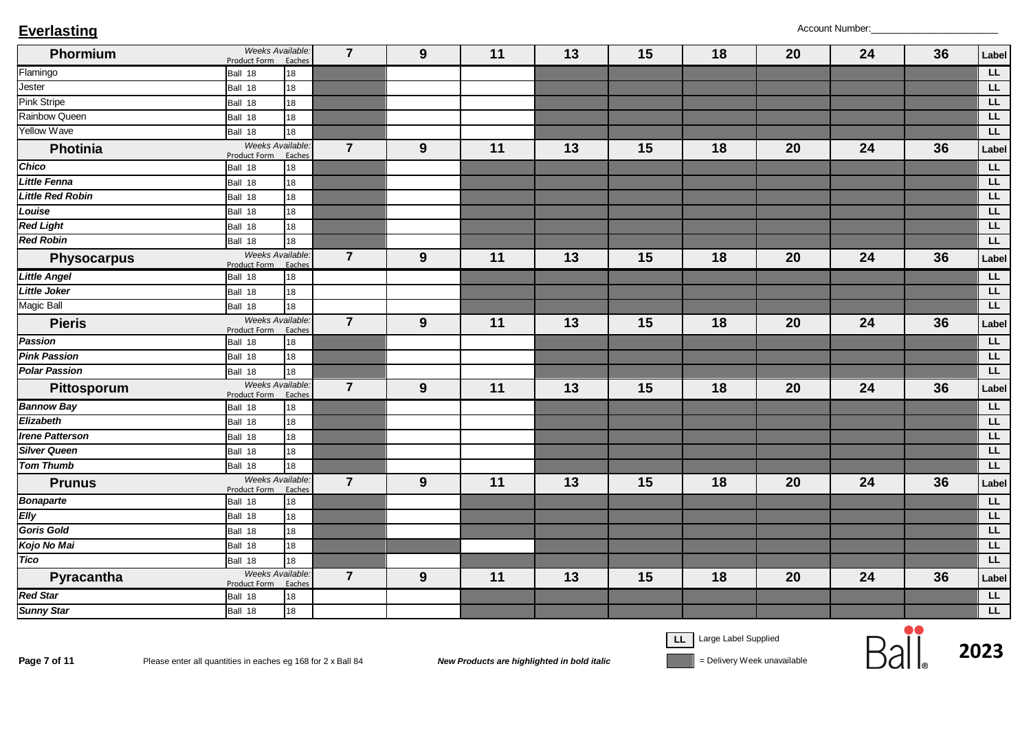## Everlasting

Account Number:_______________________

| Phormium | Weeks Available: Product Form | Eaches | 7 | 9 | 11 | 13 | 15 | 18 | 20 | 24 | 36 | Label |
|---|---|---|---|---|---|---|---|---|---|---|---|---|
| Flamingo | Ball 18 | 18 | | | | | | | | | | LL |
| Jester | Ball 18 | 18 | | | | | | | | | | LL |
| Pink Stripe | Ball 18 | 18 | | | | | | | | | | LL |
| Rainbow Queen | Ball 18 | 18 | | | | | | | | | | LL |
| Yellow Wave | Ball 18 | 18 | | | | | | | | | | LL |

| Photinia | Weeks Available: Product Form | Eaches | 7 | 9 | 11 | 13 | 15 | 18 | 20 | 24 | 36 | Label |
|---|---|---|---|---|---|---|---|---|---|---|---|---|
| ***Chico*** | Ball 18 | 18 | | | | | | | | | | LL |
| ***Little Fenna*** | Ball 18 | 18 | | | | | | | | | | LL |
| ***Little Red Robin*** | Ball 18 | 18 | | | | | | | | | | LL |
| ***Louise*** | Ball 18 | 18 | | | | | | | | | | LL |
| ***Red Light*** | Ball 18 | 18 | | | | | | | | | | LL |
| ***Red Robin*** | Ball 18 | 18 | | | | | | | | | | LL |

| Physocarpus | Weeks Available: Product Form | Eaches | 7 | 9 | 11 | 13 | 15 | 18 | 20 | 24 | 36 | Label |
|---|---|---|---|---|---|---|---|---|---|---|---|---|
| ***Little Angel*** | Ball 18 | 18 | | | | | | | | | | LL |
| ***Little Joker*** | Ball 18 | 18 | | | | | | | | | | LL |
| Magic Ball | Ball 18 | 18 | | | | | | | | | | LL |

| Pieris | Weeks Available: Product Form | Eaches | 7 | 9 | 11 | 13 | 15 | 18 | 20 | 24 | 36 | Label |
|---|---|---|---|---|---|---|---|---|---|---|---|---|
| ***Passion*** | Ball 18 | 18 | | | | | | | | | | LL |
| ***Pink Passion*** | Ball 18 | 18 | | | | | | | | | | LL |
| ***Polar Passion*** | Ball 18 | 18 | | | | | | | | | | LL |

| Pittosporum | Weeks Available: Product Form | Eaches | 7 | 9 | 11 | 13 | 15 | 18 | 20 | 24 | 36 | Label |
|---|---|---|---|---|---|---|---|---|---|---|---|---|
| ***Bannow Bay*** | Ball 18 | 18 | | | | | | | | | | LL |
| ***Elizabeth*** | Ball 18 | 18 | | | | | | | | | | LL |
| ***Irene Patterson*** | Ball 18 | 18 | | | | | | | | | | LL |
| ***Silver Queen*** | Ball 18 | 18 | | | | | | | | | | LL |
| ***Tom Thumb*** | Ball 18 | 18 | | | | | | | | | | LL |

| Prunus | Weeks Available: Product Form | Eaches | 7 | 9 | 11 | 13 | 15 | 18 | 20 | 24 | 36 | Label |
|---|---|---|---|---|---|---|---|---|---|---|---|---|
| ***Bonaparte*** | Ball 18 | 18 | | | | | | | | | | LL |
| ***Elly*** | Ball 18 | 18 | | | | | | | | | | LL |
| ***Goris Gold*** | Ball 18 | 18 | | | | | | | | | | LL |
| ***Kojo No Mai*** | Ball 18 | 18 | | | | | | | | | | LL |
| ***Tico*** | Ball 18 | 18 | | | | | | | | | | LL |

| Pyracantha | Weeks Available: Product Form | Eaches | 7 | 9 | 11 | 13 | 15 | 18 | 20 | 24 | 36 | Label |
|---|---|---|---|---|---|---|---|---|---|---|---|---|
| ***Red Star*** | Ball 18 | 18 | | | | | | | | | | LL |
| ***Sunny Star*** | Ball 18 | 18 | | | | | | | | | | LL |

Please enter all quantities in eaches eg 168 for 2 x Ball 84

***New Products are highlighted in bold italic***

LL Large Label Supplied

= Delivery Week unavailable

Ball 2023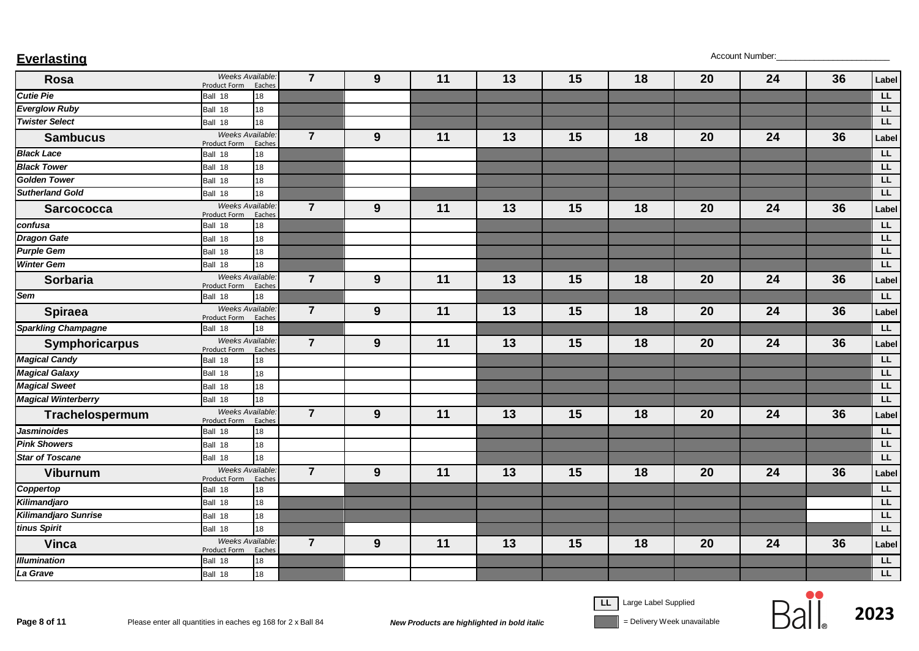## Everlasting

Account Number:________________________

| **Rosa** | Product Form | Eaches | 7 | 9 | 11 | 13 | 15 | 18 | 20 | 24 | 36 | Label |
|---|---|---|---|---|---|---|---|---|---|---|---|---|
| ***Cutie Pie*** | Ball 18 | 18 | ■ | | ■ | ■ | ■ | ■ | ■ | ■ | ■ | LL |
| ***Everglow Ruby*** | Ball 18 | 18 | ■ | | ■ | ■ | ■ | ■ | ■ | ■ | ■ | LL |
| ***Twister Select*** | Ball 18 | 18 | ■ | | ■ | ■ | ■ | ■ | ■ | ■ | ■ | LL |

| **Sambucus** | Product Form | Eaches | 7 | 9 | 11 | 13 | 15 | 18 | 20 | 24 | 36 | Label |
|---|---|---|---|---|---|---|---|---|---|---|---|---|
| ***Black Lace*** | Ball 18 | 18 | ■ | | | ■ | ■ | ■ | ■ | ■ | ■ | LL |
| ***Black Tower*** | Ball 18 | 18 | ■ | | | ■ | ■ | ■ | ■ | ■ | ■ | LL |
| ***Golden Tower*** | Ball 18 | 18 | ■ | | | ■ | ■ | ■ | ■ | ■ | ■ | LL |
| ***Sutherland Gold*** | Ball 18 | 18 | ■ | | ■ | ■ | ■ | ■ | ■ | ■ | ■ | LL |

| **Sarcococca** | Product Form | Eaches | 7 | 9 | 11 | 13 | 15 | 18 | 20 | 24 | 36 | Label |
|---|---|---|---|---|---|---|---|---|---|---|---|---|
| ***confusa*** | Ball 18 | 18 | ■ | | | ■ | ■ | ■ | ■ | ■ | ■ | LL |
| ***Dragon Gate*** | Ball 18 | 18 | ■ | | | ■ | ■ | ■ | ■ | ■ | ■ | LL |
| ***Purple Gem*** | Ball 18 | 18 | ■ | | | ■ | ■ | ■ | ■ | ■ | ■ | LL |
| ***Winter Gem*** | Ball 18 | 18 | ■ | | | ■ | ■ | ■ | ■ | ■ | ■ | LL |

| **Sorbaria** | Product Form | Eaches | 7 | 9 | 11 | 13 | 15 | 18 | 20 | 24 | 36 | Label |
|---|---|---|---|---|---|---|---|---|---|---|---|---|
| ***Sem*** | Ball 18 | 18 | ■ | | | ■ | ■ | ■ | ■ | ■ | ■ | LL |

| **Spiraea** | Product Form | Eaches | 7 | 9 | 11 | 13 | 15 | 18 | 20 | 24 | 36 | Label |
|---|---|---|---|---|---|---|---|---|---|---|---|---|
| ***Sparkling Champagne*** | Ball 18 | 18 | ■ | | | ■ | ■ | ■ | ■ | ■ | ■ | LL |

| **Symphoricarpus** | Product Form | Eaches | 7 | 9 | 11 | 13 | 15 | 18 | 20 | 24 | 36 | Label |
|---|---|---|---|---|---|---|---|---|---|---|---|---|
| ***Magical Candy*** | Ball 18 | 18 | | | | ■ | ■ | ■ | ■ | ■ | ■ | LL |
| ***Magical Galaxy*** | Ball 18 | 18 | | | | ■ | ■ | ■ | ■ | ■ | ■ | LL |
| ***Magical Sweet*** | Ball 18 | 18 | | | | ■ | ■ | ■ | ■ | ■ | ■ | LL |
| ***Magical Winterberry*** | Ball 18 | 18 | | | | ■ | ■ | ■ | ■ | ■ | ■ | LL |

| **Trachelospermum** | Product Form | Eaches | 7 | 9 | 11 | 13 | 15 | 18 | 20 | 24 | 36 | Label |
|---|---|---|---|---|---|---|---|---|---|---|---|---|
| ***Jasminoides*** | Ball 18 | 18 | | | | ■ | ■ | ■ | ■ | ■ | ■ | LL |
| ***Pink Showers*** | Ball 18 | 18 | | | | ■ | ■ | ■ | ■ | ■ | ■ | LL |
| ***Star of Toscane*** | Ball 18 | 18 | | | | ■ | ■ | ■ | ■ | ■ | ■ | LL |

| **Viburnum** | Product Form | Eaches | 7 | 9 | 11 | 13 | 15 | 18 | 20 | 24 | 36 | Label |
|---|---|---|---|---|---|---|---|---|---|---|---|---|
| ***Coppertop*** | Ball 18 | 18 | | ■ | ■ | ■ | ■ | ■ | ■ | ■ | ■ | LL |
| ***Kilimandjaro*** | Ball 18 | 18 | ■ | ■ | ■ | ■ | ■ | ■ | ■ | ■ | | LL |
| ***Kilimandjaro Sunrise*** | Ball 18 | 18 | ■ | ■ | ■ | ■ | ■ | ■ | ■ | ■ | | LL |
| ***tinus Spirit*** | Ball 18 | 18 | ■ | | | ■ | ■ | ■ | ■ | ■ | ■ | LL |

| **Vinca** | Product Form | Eaches | 7 | 9 | 11 | 13 | 15 | 18 | 20 | 24 | 36 | Label |
|---|---|---|---|---|---|---|---|---|---|---|---|---|
| ***Illumination*** | Ball 18 | 18 | ■ | | | ■ | ■ | ■ | ■ | ■ | ■ | LL |
| ***La Grave*** | Ball 18 | 18 | ■ | | | ■ | ■ | ■ | ■ | ■ | ■ | LL |

Please enter all quantities in eaches eg 168 for 2 x Ball 84

***New Products are highlighted in bold italic***

LL = Large Label Supplied

■ = Delivery Week unavailable

Ball 2023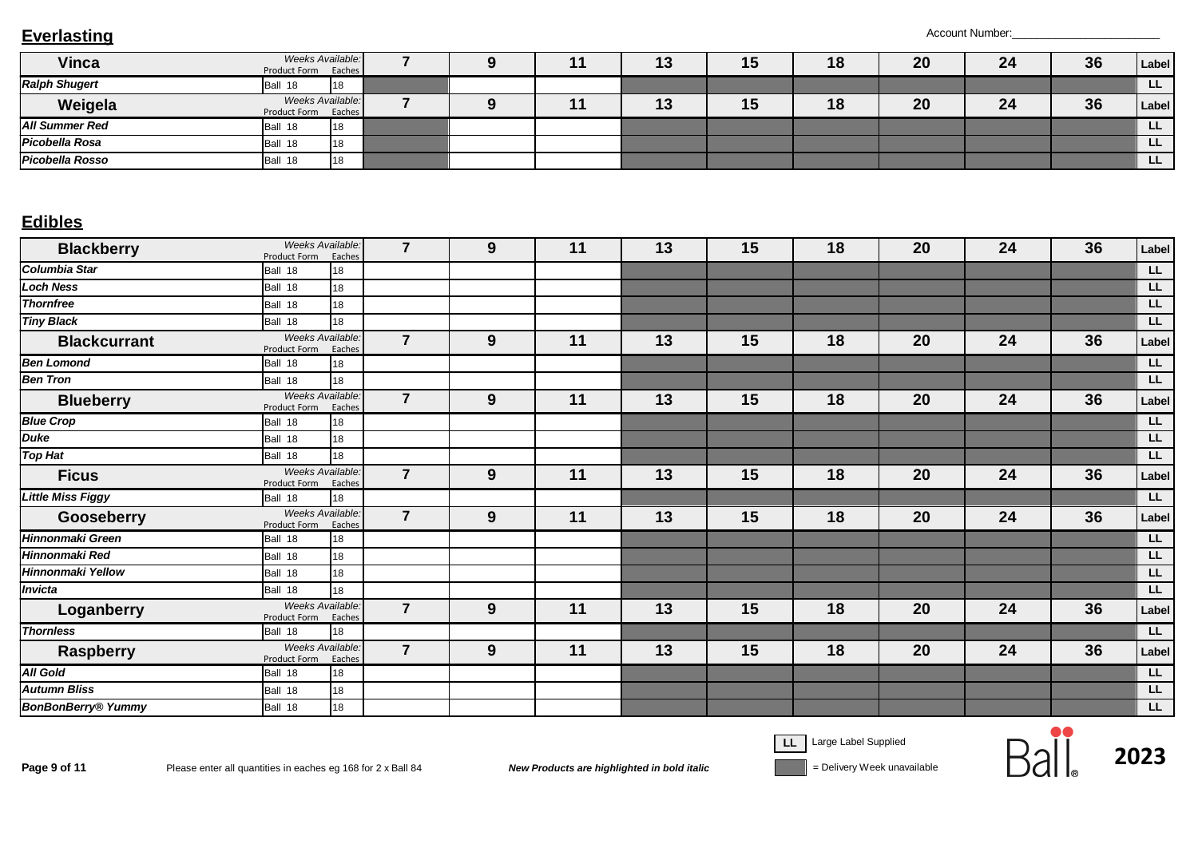## Everlasting

Account Number:_______________________

| Vinca | Weeks Available: Product Form / Eaches | | 7 | 9 | 11 | 13 | 15 | 18 | 20 | 24 | 36 | Label |
|---|---|---|---|---|---|---|---|---|---|---|---|---|
| ***Ralph Shugert*** | Ball 18 | 18 | ▓ | | | ▓ | ▓ | ▓ | ▓ | ▓ | ▓ | LL |
| **Weigela** | **Weeks Available: Product Form / Eaches** | | **7** | **9** | **11** | **13** | **15** | **18** | **20** | **24** | **36** | **Label** |
| ***All Summer Red*** | Ball 18 | 18 | ▓ | | | ▓ | ▓ | ▓ | ▓ | ▓ | ▓ | LL |
| ***Picobella Rosa*** | Ball 18 | 18 | ▓ | | | ▓ | ▓ | ▓ | ▓ | ▓ | ▓ | LL |
| ***Picobella Rosso*** | Ball 18 | 18 | ▓ | | | ▓ | ▓ | ▓ | ▓ | ▓ | ▓ | LL |

## Edibles

| Blackberry | Weeks Available: Product Form / Eaches | | 7 | 9 | 11 | 13 | 15 | 18 | 20 | 24 | 36 | Label |
|---|---|---|---|---|---|---|---|---|---|---|---|---|
| ***Columbia Star*** | Ball 18 | 18 | | | | ▓ | ▓ | ▓ | ▓ | ▓ | ▓ | LL |
| ***Loch Ness*** | Ball 18 | 18 | | | | ▓ | ▓ | ▓ | ▓ | ▓ | ▓ | LL |
| ***Thornfree*** | Ball 18 | 18 | | | | ▓ | ▓ | ▓ | ▓ | ▓ | ▓ | LL |
| ***Tiny Black*** | Ball 18 | 18 | | | | ▓ | ▓ | ▓ | ▓ | ▓ | ▓ | LL |
| **Blackcurrant** | **Weeks Available: Product Form / Eaches** | | **7** | **9** | **11** | **13** | **15** | **18** | **20** | **24** | **36** | **Label** |
| ***Ben Lomond*** | Ball 18 | 18 | | | | ▓ | ▓ | ▓ | ▓ | ▓ | ▓ | LL |
| ***Ben Tron*** | Ball 18 | 18 | | | | ▓ | ▓ | ▓ | ▓ | ▓ | ▓ | LL |
| **Blueberry** | **Weeks Available: Product Form / Eaches** | | **7** | **9** | **11** | **13** | **15** | **18** | **20** | **24** | **36** | **Label** |
| ***Blue Crop*** | Ball 18 | 18 | | | | ▓ | ▓ | ▓ | ▓ | ▓ | ▓ | LL |
| ***Duke*** | Ball 18 | 18 | | | | ▓ | ▓ | ▓ | ▓ | ▓ | ▓ | LL |
| ***Top Hat*** | Ball 18 | 18 | | | | ▓ | ▓ | ▓ | ▓ | ▓ | ▓ | LL |
| **Ficus** | **Weeks Available: Product Form / Eaches** | | **7** | **9** | **11** | **13** | **15** | **18** | **20** | **24** | **36** | **Label** |
| ***Little Miss Figgy*** | Ball 18 | 18 | | | | ▓ | ▓ | ▓ | ▓ | ▓ | ▓ | LL |
| **Gooseberry** | **Weeks Available: Product Form / Eaches** | | **7** | **9** | **11** | **13** | **15** | **18** | **20** | **24** | **36** | **Label** |
| ***Hinnonmaki Green*** | Ball 18 | 18 | | | | ▓ | ▓ | ▓ | ▓ | ▓ | ▓ | LL |
| ***Hinnonmaki Red*** | Ball 18 | 18 | | | | ▓ | ▓ | ▓ | ▓ | ▓ | ▓ | LL |
| ***Hinnonmaki Yellow*** | Ball 18 | 18 | | | | ▓ | ▓ | ▓ | ▓ | ▓ | ▓ | LL |
| ***Invicta*** | Ball 18 | 18 | | | | ▓ | ▓ | ▓ | ▓ | ▓ | ▓ | LL |
| **Loganberry** | **Weeks Available: Product Form / Eaches** | | **7** | **9** | **11** | **13** | **15** | **18** | **20** | **24** | **36** | **Label** |
| ***Thornless*** | Ball 18 | 18 | | | | ▓ | ▓ | ▓ | ▓ | ▓ | ▓ | LL |
| **Raspberry** | **Weeks Available: Product Form / Eaches** | | **7** | **9** | **11** | **13** | **15** | **18** | **20** | **24** | **36** | **Label** |
| ***All Gold*** | Ball 18 | 18 | | | | ▓ | ▓ | ▓ | ▓ | ▓ | ▓ | LL |
| ***Autumn Bliss*** | Ball 18 | 18 | | | | ▓ | ▓ | ▓ | ▓ | ▓ | ▓ | LL |
| ***BonBonBerry® Yummy*** | Ball 18 | 18 | | | | ▓ | ▓ | ▓ | ▓ | ▓ | ▓ | LL |

Please enter all quantities in eaches eg 168 for 2 x Ball 84

***New Products are highlighted in bold italic***

LL = Large Label Supplied

▓ = Delivery Week unavailable

Ball® 2023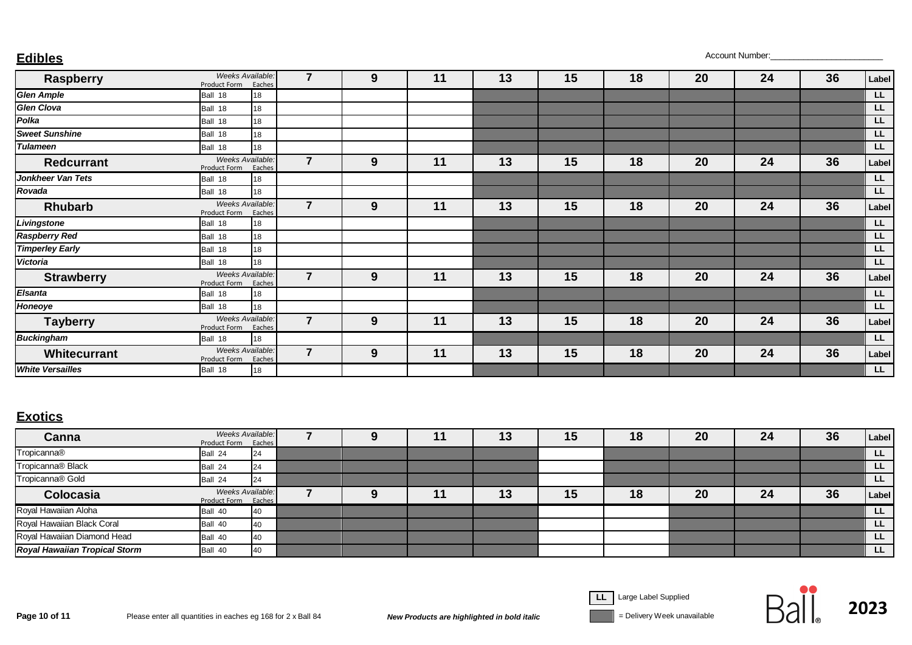## Edibles

Account Number:______________________

| Raspberry | Product Form | Eaches | 7 | 9 | 11 | 13 | 15 | 18 | 20 | 24 | 36 | Label |
|---|---|---|---|---|---|---|---|---|---|---|---|---|
| ***Glen Ample*** | Ball 18 | 18 | | | | ■ | ■ | ■ | ■ | ■ | ■ | LL |
| ***Glen Clova*** | Ball 18 | 18 | | | | ■ | ■ | ■ | ■ | ■ | ■ | LL |
| ***Polka*** | Ball 18 | 18 | | | | ■ | ■ | ■ | ■ | ■ | ■ | LL |
| ***Sweet Sunshine*** | Ball 18 | 18 | | | | ■ | ■ | ■ | ■ | ■ | ■ | LL |
| ***Tulameen*** | Ball 18 | 18 | | | | ■ | ■ | ■ | ■ | ■ | ■ | LL |

| Redcurrant | Product Form | Eaches | 7 | 9 | 11 | 13 | 15 | 18 | 20 | 24 | 36 | Label |
|---|---|---|---|---|---|---|---|---|---|---|---|---|
| ***Jonkheer Van Tets*** | Ball 18 | 18 | | | | ■ | ■ | ■ | ■ | ■ | ■ | LL |
| ***Rovada*** | Ball 18 | 18 | | | | ■ | ■ | ■ | ■ | ■ | ■ | LL |

| Rhubarb | Product Form | Eaches | 7 | 9 | 11 | 13 | 15 | 18 | 20 | 24 | 36 | Label |
|---|---|---|---|---|---|---|---|---|---|---|---|---|
| ***Livingstone*** | Ball 18 | 18 | | | | ■ | ■ | ■ | ■ | ■ | ■ | LL |
| ***Raspberry Red*** | Ball 18 | 18 | | | | ■ | ■ | ■ | ■ | ■ | ■ | LL |
| ***Timperley Early*** | Ball 18 | 18 | | | | ■ | ■ | ■ | ■ | ■ | ■ | LL |
| ***Victoria*** | Ball 18 | 18 | | | | ■ | ■ | ■ | ■ | ■ | ■ | LL |

| Strawberry | Product Form | Eaches | 7 | 9 | 11 | 13 | 15 | 18 | 20 | 24 | 36 | Label |
|---|---|---|---|---|---|---|---|---|---|---|---|---|
| ***Elsanta*** | Ball 18 | 18 | | | | ■ | ■ | ■ | ■ | ■ | ■ | LL |
| ***Honeoye*** | Ball 18 | 18 | | | | ■ | ■ | ■ | ■ | ■ | ■ | LL |

| Tayberry | Product Form | Eaches | 7 | 9 | 11 | 13 | 15 | 18 | 20 | 24 | 36 | Label |
|---|---|---|---|---|---|---|---|---|---|---|---|---|
| ***Buckingham*** | Ball 18 | 18 | | | | ■ | ■ | ■ | ■ | ■ | ■ | LL |

| Whitecurrant | Product Form | Eaches | 7 | 9 | 11 | 13 | 15 | 18 | 20 | 24 | 36 | Label |
|---|---|---|---|---|---|---|---|---|---|---|---|---|
| ***White Versailles*** | Ball 18 | 18 | | | | ■ | ■ | ■ | ■ | ■ | ■ | LL |

(Weeks Available: 7, 9, 11, 13, 15, 18, 20, 24, 36)

## Exotics

| Canna | Product Form | Eaches | 7 | 9 | 11 | 13 | 15 | 18 | 20 | 24 | 36 | Label |
|---|---|---|---|---|---|---|---|---|---|---|---|---|
| Tropicanna® | Ball 24 | 24 | ■ | ■ | ■ | ■ | | ■ | ■ | ■ | ■ | LL |
| Tropicanna® Black | Ball 24 | 24 | ■ | ■ | ■ | ■ | | ■ | ■ | ■ | ■ | LL |
| Tropicanna® Gold | Ball 24 | 24 | ■ | ■ | ■ | ■ | | ■ | ■ | ■ | ■ | LL |

| Colocasia | Product Form | Eaches | 7 | 9 | 11 | 13 | 15 | 18 | 20 | 24 | 36 | Label |
|---|---|---|---|---|---|---|---|---|---|---|---|---|
| Royal Hawaiian Aloha | Ball 40 | 40 | ■ | ■ | ■ | ■ | | | ■ | ■ | ■ | LL |
| Royal Hawaiian Black Coral | Ball 40 | 40 | ■ | ■ | ■ | ■ | | | ■ | ■ | ■ | LL |
| Royal Hawaiian Diamond Head | Ball 40 | 40 | ■ | ■ | ■ | ■ | | | ■ | ■ | ■ | LL |
| ***Royal Hawaiian Tropical Storm*** | Ball 40 | 40 | ■ | ■ | ■ | ■ | | | ■ | ■ | ■ | LL |

(Weeks Available: 7, 9, 11, 13, 15, 18, 20, 24, 36)

Please enter all quantities in eaches eg 168 for 2 x Ball 84

***New Products are highlighted in bold italic***

LL = Large Label Supplied

■ = Delivery Week unavailable

Ball® 2023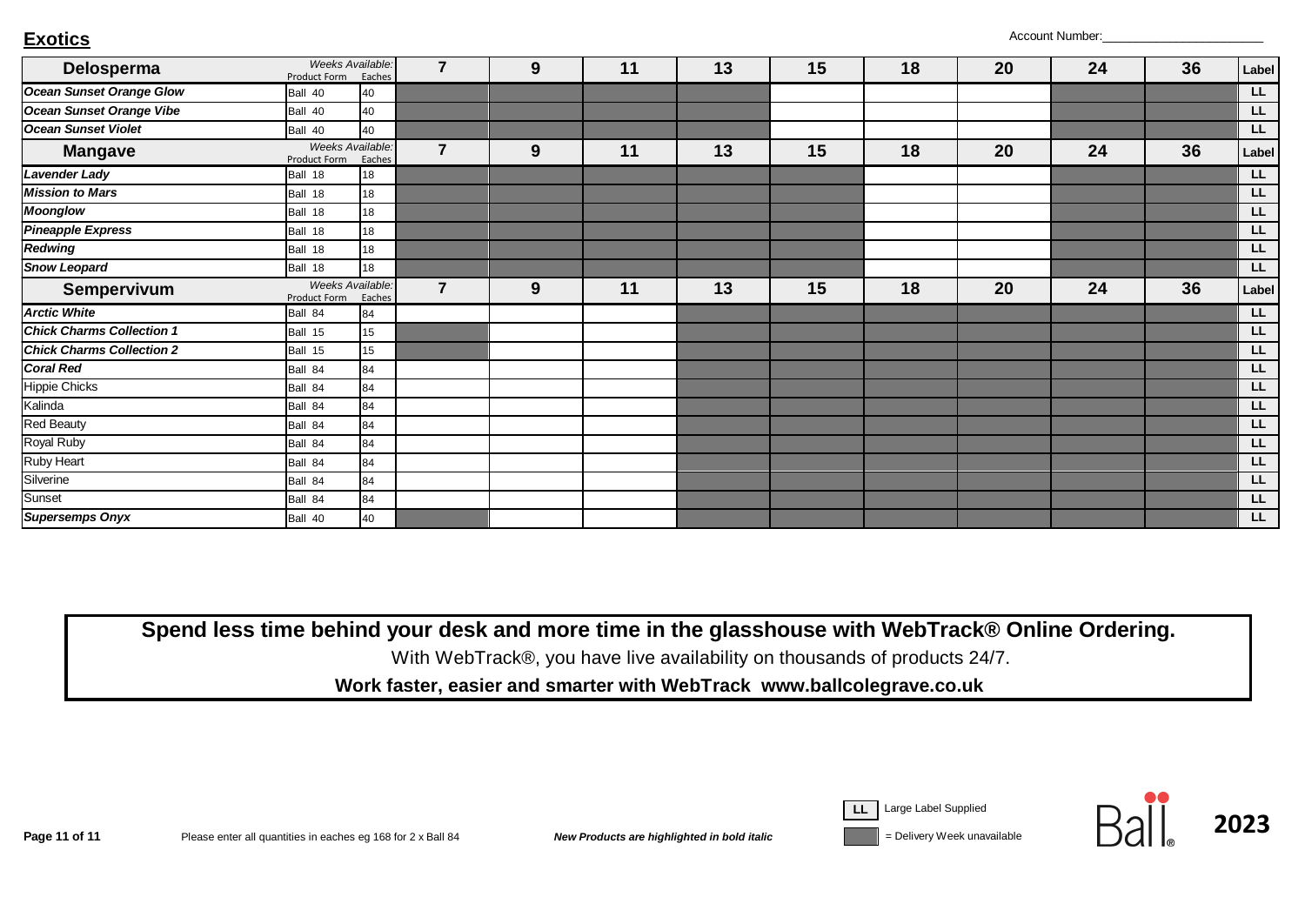## Exotics

Account Number:_______________________

| Delosperma | Weeks Available: Product Form | Eaches | 7 | 9 | 11 | 13 | 15 | 18 | 20 | 24 | 36 | Label |
|---|---|---|---|---|---|---|---|---|---|---|---|---|
| ***Ocean Sunset Orange Glow*** | Ball 40 | 40 | ■ | ■ | ■ | ■ | | | | ■ | ■ | LL |
| ***Ocean Sunset Orange Vibe*** | Ball 40 | 40 | ■ | ■ | ■ | ■ | | | | ■ | ■ | LL |
| ***Ocean Sunset Violet*** | Ball 40 | 40 | ■ | ■ | ■ | ■ | | | | ■ | ■ | LL |
| **Mangave** | Weeks Available: Product Form | Eaches | 7 | 9 | 11 | 13 | 15 | 18 | 20 | 24 | 36 | Label |
| ***Lavender Lady*** | Ball 18 | 18 | ■ | ■ | ■ | ■ | ■ | | | ■ | ■ | LL |
| ***Mission to Mars*** | Ball 18 | 18 | ■ | ■ | ■ | ■ | ■ | | | ■ | ■ | LL |
| ***Moonglow*** | Ball 18 | 18 | ■ | ■ | ■ | ■ | ■ | | | ■ | ■ | LL |
| ***Pineapple Express*** | Ball 18 | 18 | ■ | ■ | ■ | ■ | ■ | | | ■ | ■ | LL |
| ***Redwing*** | Ball 18 | 18 | ■ | ■ | ■ | ■ | ■ | | | ■ | ■ | LL |
| ***Snow Leopard*** | Ball 18 | 18 | ■ | ■ | ■ | ■ | ■ | | | ■ | ■ | LL |
| **Sempervivum** | Weeks Available: Product Form | Eaches | 7 | 9 | 11 | 13 | 15 | 18 | 20 | 24 | 36 | Label |
| ***Arctic White*** | Ball 84 | 84 | | | | ■ | ■ | ■ | ■ | ■ | ■ | LL |
| ***Chick Charms Collection 1*** | Ball 15 | 15 | ■ | | | ■ | ■ | ■ | ■ | ■ | ■ | LL |
| ***Chick Charms Collection 2*** | Ball 15 | 15 | ■ | | | ■ | ■ | ■ | ■ | ■ | ■ | LL |
| ***Coral Red*** | Ball 84 | 84 | | | | ■ | ■ | ■ | ■ | ■ | ■ | LL |
| Hippie Chicks | Ball 84 | 84 | | | | ■ | ■ | ■ | ■ | ■ | ■ | LL |
| Kalinda | Ball 84 | 84 | | | | ■ | ■ | ■ | ■ | ■ | ■ | LL |
| Red Beauty | Ball 84 | 84 | | | | ■ | ■ | ■ | ■ | ■ | ■ | LL |
| Royal Ruby | Ball 84 | 84 | | | | ■ | ■ | ■ | ■ | ■ | ■ | LL |
| Ruby Heart | Ball 84 | 84 | | | | ■ | ■ | ■ | ■ | ■ | ■ | LL |
| Silverine | Ball 84 | 84 | | | | ■ | ■ | ■ | ■ | ■ | ■ | LL |
| Sunset | Ball 84 | 84 | | | | ■ | ■ | ■ | ■ | ■ | ■ | LL |
| ***Supersemps Onyx*** | Ball 40 | 40 | ■ | | | ■ | ■ | ■ | ■ | ■ | ■ | LL |

**Spend less time behind your desk and more time in the glasshouse with WebTrack® Online Ordering.**

With WebTrack®, you have live availability on thousands of products 24/7.

**Work faster, easier and smarter with WebTrack www.ballcolegrave.co.uk**

Please enter all quantities in eaches eg 168 for 2 x Ball 84

***New Products are highlighted in bold italic***

LL Large Label Supplied

■ = Delivery Week unavailable

Ball® **2023**